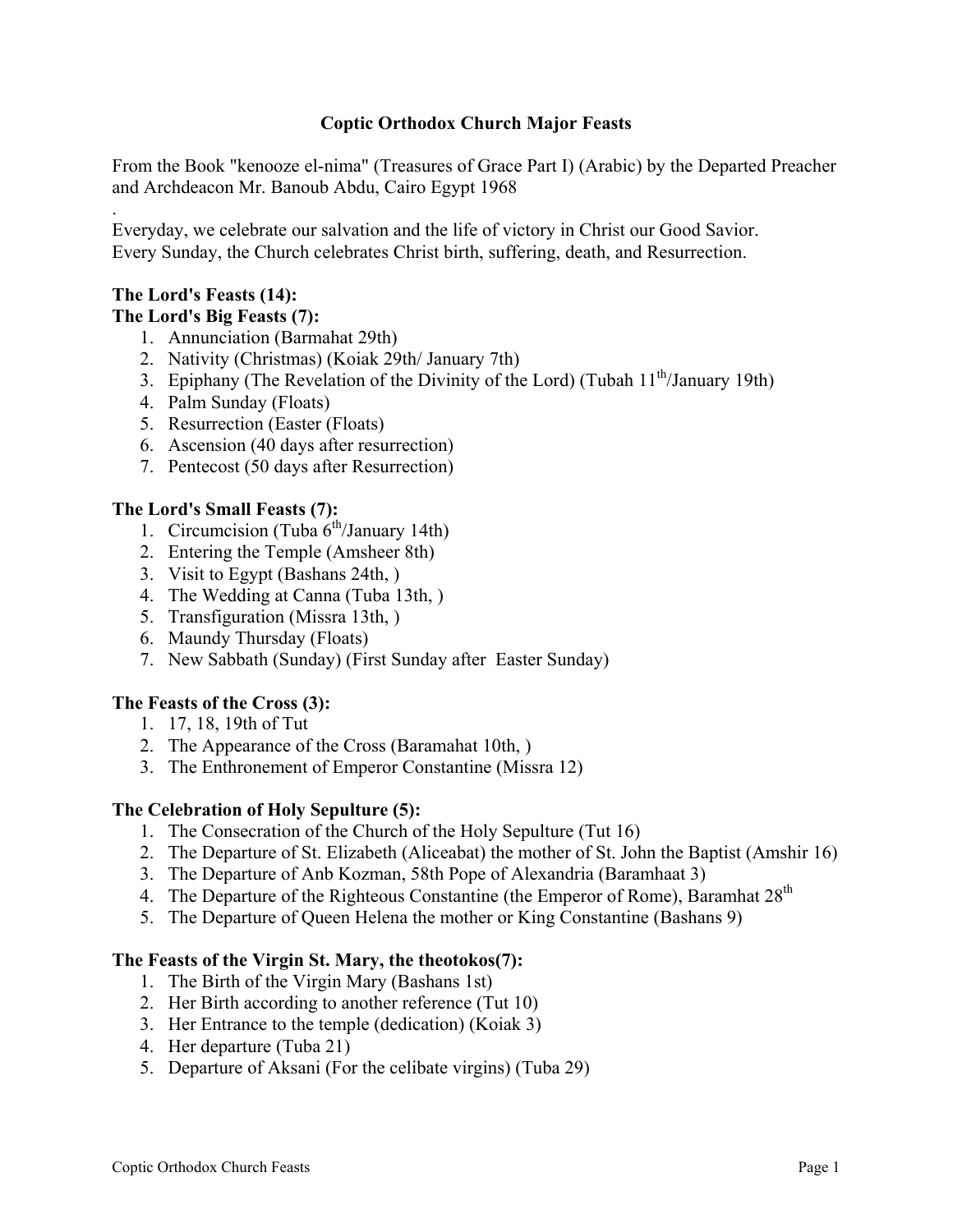# Coptic Orthodox Church Major Feasts

From the Book "kenooze el-nima" (Treasures of Grace Part I) (Arabic) by the Departed Preacher and Archdeacon Mr. Banoub Abdu, Cairo Egypt 1968

.

Everyday, we celebrate our salvation and the life of victory in Christ our Good Savior.
Every Sunday, the Church celebrates Christ birth, suffering, death, and Resurrection.

**The Lord's Feasts (14):**

**The Lord's Big Feasts (7):**

1. Annunciation (Barmahat 29th)
2. Nativity (Christmas) (Koiak 29th/ January 7th)
3. Epiphany (The Revelation of the Divinity of the Lord) (Tubah 11th/January 19th)
4. Palm Sunday (Floats)
5. Resurrection (Easter (Floats)
6. Ascension (40 days after resurrection)
7. Pentecost (50 days after Resurrection)

**The Lord's Small Feasts (7):**

1. Circumcision (Tuba 6th/January 14th)
2. Entering the Temple (Amsheer 8th)
3. Visit to Egypt (Bashans 24th, )
4. The Wedding at Canna (Tuba 13th, )
5. Transfiguration (Missra 13th, )
6. Maundy Thursday (Floats)
7. New Sabbath (Sunday) (First Sunday after Easter Sunday)

**The Feasts of the Cross (3):**

1. 17, 18, 19th of Tut
2. The Appearance of the Cross (Baramahat 10th, )
3. The Enthronement of Emperor Constantine (Missra 12)

**The Celebration of Holy Sepulture (5):**

1. The Consecration of the Church of the Holy Sepulture (Tut 16)
2. The Departure of St. Elizabeth (Aliceabat) the mother of St. John the Baptist (Amshir 16)
3. The Departure of Anb Kozman, 58th Pope of Alexandria (Baramhaat 3)
4. The Departure of the Righteous Constantine (the Emperor of Rome), Baramhat 28th
5. The Departure of Queen Helena the mother or King Constantine (Bashans 9)

**The Feasts of the Virgin St. Mary, the theotokos(7):**

1. The Birth of the Virgin Mary (Bashans 1st)
2. Her Birth according to another reference (Tut 10)
3. Her Entrance to the temple (dedication) (Koiak 3)
4. Her departure (Tuba 21)
5. Departure of Aksani (For the celibate virgins) (Tuba 29)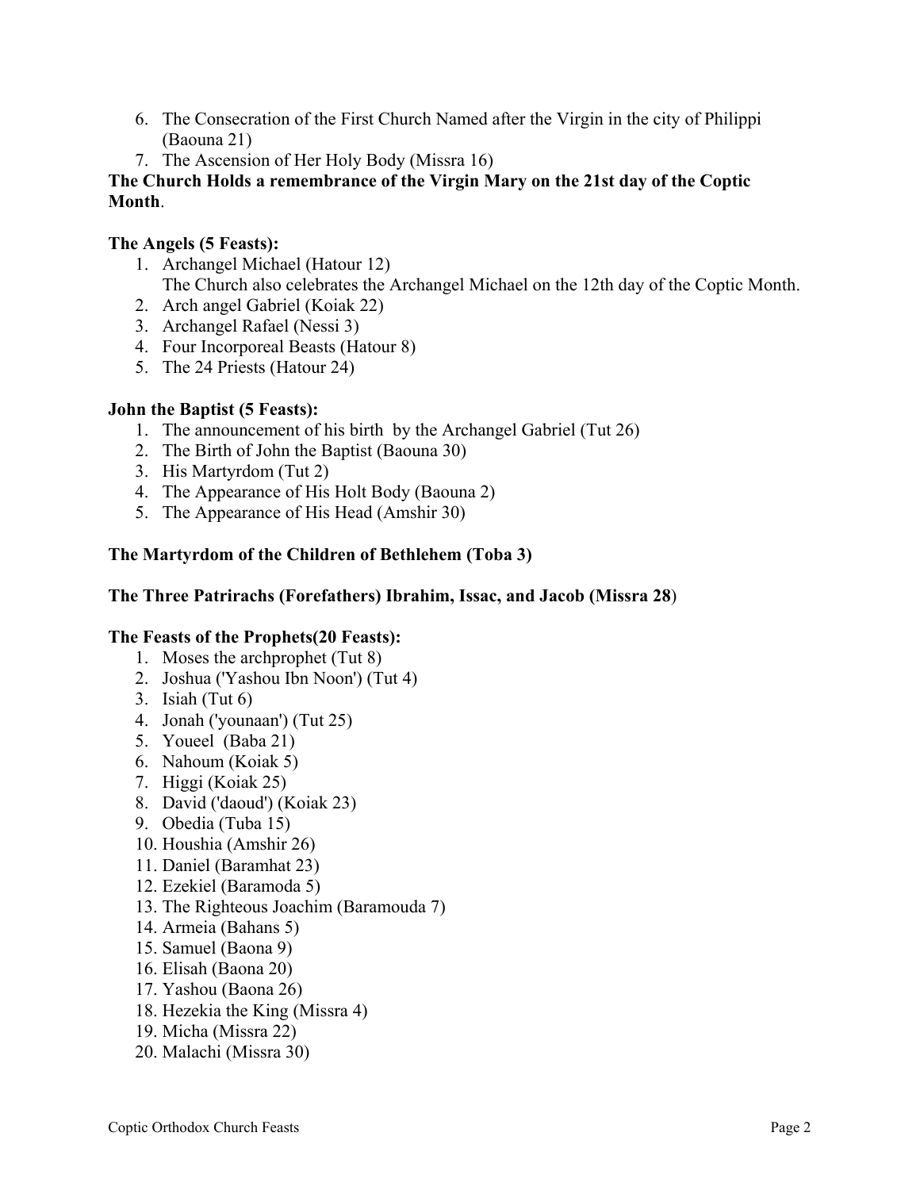6. The Consecration of the First Church Named after the Virgin in the city of Philippi (Baouna 21)
7. The Ascension of Her Holy Body (Missra 16)

**The Church Holds a remembrance of the Virgin Mary on the 21st day of the Coptic Month**.

**The Angels (5 Feasts):**

1. Archangel Michael (Hatour 12)
   The Church also celebrates the Archangel Michael on the 12th day of the Coptic Month.
2. Arch angel Gabriel (Koiak 22)
3. Archangel Rafael (Nessi 3)
4. Four Incorporeal Beasts (Hatour 8)
5. The 24 Priests (Hatour 24)

**John the Baptist (5 Feasts):**

1. The announcement of his birth by the Archangel Gabriel (Tut 26)
2. The Birth of John the Baptist (Baouna 30)
3. His Martyrdom (Tut 2)
4. The Appearance of His Holt Body (Baouna 2)
5. The Appearance of His Head (Amshir 30)

**The Martyrdom of the Children of Bethlehem (Toba 3)**

**The Three Patrirachs (Forefathers) Ibrahim, Issac, and Jacob (Missra 28**)

**The Feasts of the Prophets(20 Feasts):**

1. Moses the archprophet (Tut 8)
2. Joshua ('Yashou Ibn Noon') (Tut 4)
3. Isiah (Tut 6)
4. Jonah ('younaan') (Tut 25)
5. Youeel (Baba 21)
6. Nahoum (Koiak 5)
7. Higgi (Koiak 25)
8. David ('daoud') (Koiak 23)
9. Obedia (Tuba 15)
10. Houshia (Amshir 26)
11. Daniel (Baramhat 23)
12. Ezekiel (Baramoda 5)
13. The Righteous Joachim (Baramouda 7)
14. Armeia (Bahans 5)
15. Samuel (Baona 9)
16. Elisah (Baona 20)
17. Yashou (Baona 26)
18. Hezekia the King (Missra 4)
19. Micha (Missra 22)
20. Malachi (Missra 30)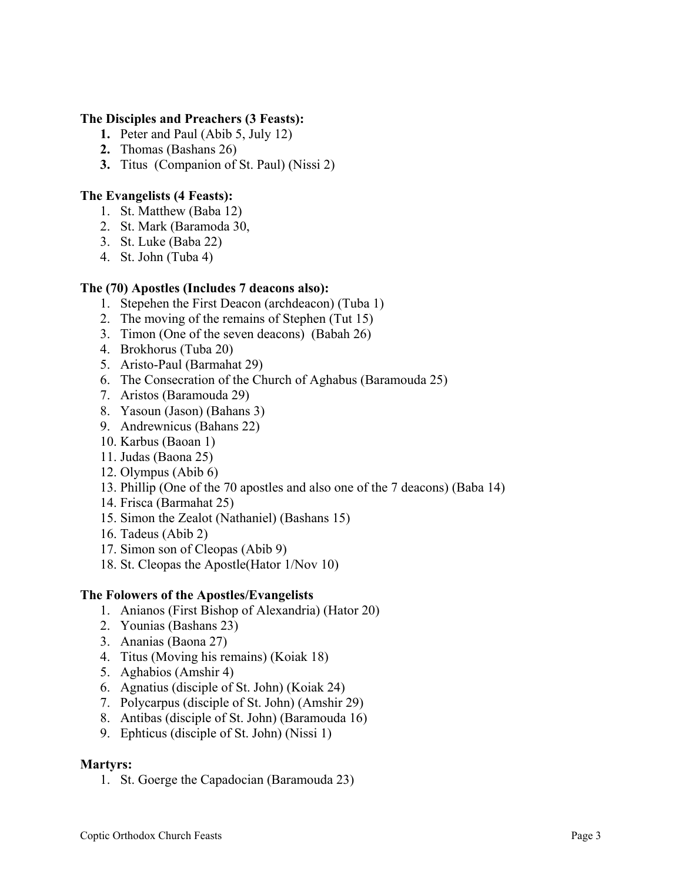**The Disciples and Preachers (3 Feasts):**

1. Peter and Paul (Abib 5, July 12)
2. Thomas (Bashans 26)
3. Titus (Companion of St. Paul) (Nissi 2)

**The Evangelists (4 Feasts):**

1. St. Matthew (Baba 12)
2. St. Mark (Baramoda 30,
3. St. Luke (Baba 22)
4. St. John (Tuba 4)

**The (70) Apostles (Includes 7 deacons also):**

1. Stepehen the First Deacon (archdeacon) (Tuba 1)
2. The moving of the remains of Stephen (Tut 15)
3. Timon (One of the seven deacons) (Babah 26)
4. Brokhorus (Tuba 20)
5. Aristo-Paul (Barmahat 29)
6. The Consecration of the Church of Aghabus (Baramouda 25)
7. Aristos (Baramouda 29)
8. Yasoun (Jason) (Bahans 3)
9. Andrewnicus (Bahans 22)
10. Karbus (Baoan 1)
11. Judas (Baona 25)
12. Olympus (Abib 6)
13. Phillip (One of the 70 apostles and also one of the 7 deacons) (Baba 14)
14. Frisca (Barmahat 25)
15. Simon the Zealot (Nathaniel) (Bashans 15)
16. Tadeus (Abib 2)
17. Simon son of Cleopas (Abib 9)
18. St. Cleopas the Apostle(Hator 1/Nov 10)

**The Folowers of the Apostles/Evangelists**

1. Anianos (First Bishop of Alexandria) (Hator 20)
2. Younias (Bashans 23)
3. Ananias (Baona 27)
4. Titus (Moving his remains) (Koiak 18)
5. Aghabios (Amshir 4)
6. Agnatius (disciple of St. John) (Koiak 24)
7. Polycarpus (disciple of St. John) (Amshir 29)
8. Antibas (disciple of St. John) (Baramouda 16)
9. Ephticus (disciple of St. John) (Nissi 1)

**Martyrs:**

1. St. Goerge the Capadocian (Baramouda 23)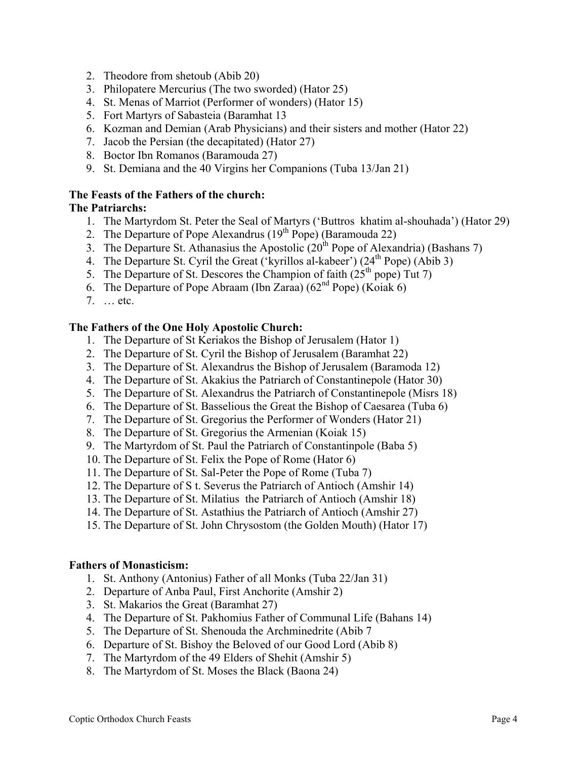2. Theodore from shetoub (Abib 20)
3. Philopatere Mercurius (The two sworded) (Hator 25)
4. St. Menas of Marriot (Performer of wonders) (Hator 15)
5. Fort Martyrs of Sabasteia (Baramhat 13
6. Kozman and Demian (Arab Physicians) and their sisters and mother (Hator 22)
7. Jacob the Persian (the decapitated) (Hator 27)
8. Boctor Ibn Romanos (Baramouda 27)
9. St. Demiana and the 40 Virgins her Companions (Tuba 13/Jan 21)

**The Feasts of the Fathers of the church:**
**The Patriarchs:**

1. The Martyrdom St. Peter the Seal of Martyrs (‘Buttros khatim al-shouhada’) (Hator 29)
2. The Departure of Pope Alexandrus (19th Pope) (Baramouda 22)
3. The Departure St. Athanasius the Apostolic (20th Pope of Alexandria) (Bashans 7)
4. The Departure St. Cyril the Great (‘kyrillos al-kabeer’) (24th Pope) (Abib 3)
5. The Departure of St. Descores the Champion of faith (25th pope) Tut 7)
6. The Departure of Pope Abraam (Ibn Zaraa) (62nd Pope) (Koiak 6)
7. … etc.

**The Fathers of the One Holy Apostolic Church:**

1. The Departure of St Keriakos the Bishop of Jerusalem (Hator 1)
2. The Departure of St. Cyril the Bishop of Jerusalem (Baramhat 22)
3. The Departure of St. Alexandrus the Bishop of Jerusalem (Baramoda 12)
4. The Departure of St. Akakius the Patriarch of Constantinepole (Hator 30)
5. The Departure of St. Alexandrus the Patriarch of Constantinepole (Misrs 18)
6. The Departure of St. Basselious the Great the Bishop of Caesarea (Tuba 6)
7. The Departure of St. Gregorius the Performer of Wonders (Hator 21)
8. The Departure of St. Gregorius the Armenian (Koiak 15)
9. The Martyrdom of St. Paul the Patriarch of Constantinpole (Baba 5)
10. The Departure of St. Felix the Pope of Rome (Hator 6)
11. The Departure of St. Sal-Peter the Pope of Rome (Tuba 7)
12. The Departure of S t. Severus the Patriarch of Antioch (Amshir 14)
13. The Departure of St. Milatius the Patriarch of Antioch (Amshir 18)
14. The Departure of St. Astathius the Patriarch of Antioch (Amshir 27)
15. The Departure of St. John Chrysostom (the Golden Mouth) (Hator 17)

**Fathers of Monasticism:**

1. St. Anthony (Antonius) Father of all Monks (Tuba 22/Jan 31)
2. Departure of Anba Paul, First Anchorite (Amshir 2)
3. St. Makarios the Great (Baramhat 27)
4. The Departure of St. Pakhomius Father of Communal Life (Bahans 14)
5. The Departure of St. Shenouda the Archminedrite (Abib 7
6. Departure of St. Bishoy the Beloved of our Good Lord (Abib 8)
7. The Martyrdom of the 49 Elders of Shehit (Amshir 5)
8. The Martyrdom of St. Moses the Black (Baona 24)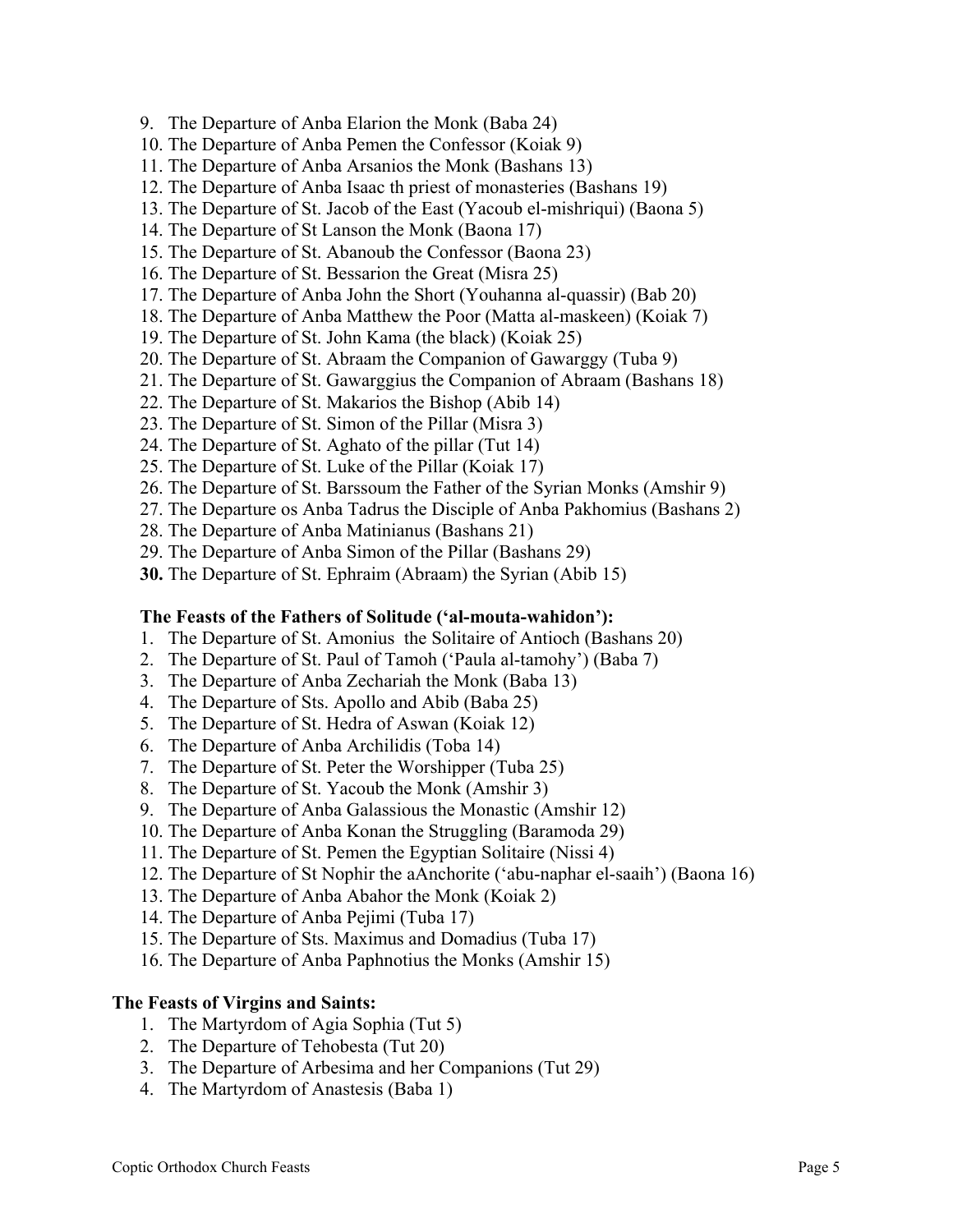9. The Departure of Anba Elarion the Monk (Baba 24)
10. The Departure of Anba Pemen the Confessor (Koiak 9)
11. The Departure of Anba Arsanios the Monk (Bashans 13)
12. The Departure of Anba Isaac th priest of monasteries (Bashans 19)
13. The Departure of St. Jacob of the East (Yacoub el-mishriqui) (Baona 5)
14. The Departure of St Lanson the Monk (Baona 17)
15. The Departure of St. Abanoub the Confessor (Baona 23)
16. The Departure of St. Bessarion the Great (Misra 25)
17. The Departure of Anba John the Short (Youhanna al-quassir) (Bab 20)
18. The Departure of Anba Matthew the Poor (Matta al-maskeen) (Koiak 7)
19. The Departure of St. John Kama (the black) (Koiak 25)
20. The Departure of St. Abraam the Companion of Gawarggy (Tuba 9)
21. The Departure of St. Gawarggius the Companion of Abraam (Bashans 18)
22. The Departure of St. Makarios the Bishop (Abib 14)
23. The Departure of St. Simon of the Pillar (Misra 3)
24. The Departure of St. Aghato of the pillar (Tut 14)
25. The Departure of St. Luke of the Pillar (Koiak 17)
26. The Departure of St. Barssoum the Father of the Syrian Monks (Amshir 9)
27. The Departure os Anba Tadrus the Disiple of Anba Pakhomius (Bashans 2)
28. The Departure of Anba Matinianus (Bashans 21)
29. The Departure of Anba Simon of the Pillar (Bashans 29)
30. The Departure of St. Ephraim (Abraam) the Syrian (Abib 15)

**The Feasts of the Fathers of Solitude ('al-mouta-wahidon'):**

1. The Departure of St. Amonius the Solitaire of Antioch (Bashans 20)
2. The Departure of St. Paul of Tamoh ('Paula al-tamohy') (Baba 7)
3. The Departure of Anba Zechariah the Monk (Baba 13)
4. The Departure of Sts. Apollo and Abib (Baba 25)
5. The Departure of St. Hedra of Aswan (Koiak 12)
6. The Departure of Anba Archilidis (Toba 14)
7. The Departure of St. Peter the Worshipper (Tuba 25)
8. The Departure of St. Yacoub the Monk (Amshir 3)
9. The Departure of Anba Galassious the Monastic (Amshir 12)
10. The Departure of Anba Konan the Struggling (Baramoda 29)
11. The Departure of St. Pemen the Egyptian Solitaire (Nissi 4)
12. The Departure of St Nophir the aAnchorite ('abu-naphar el-saaih') (Baona 16)
13. The Departure of Anba Abahor the Monk (Koiak 2)
14. The Departure of Anba Pejimi (Tuba 17)
15. The Departure of Sts. Maximus and Domadius (Tuba 17)
16. The Departure of Anba Paphnotius the Monks (Amshir 15)

**The Feasts of Virgins and Saints:**

1. The Martyrdom of Agia Sophia (Tut 5)
2. The Departure of Tehobesta (Tut 20)
3. The Departure of Arbesima and her Companions (Tut 29)
4. The Martyrdom of Anastesis (Baba 1)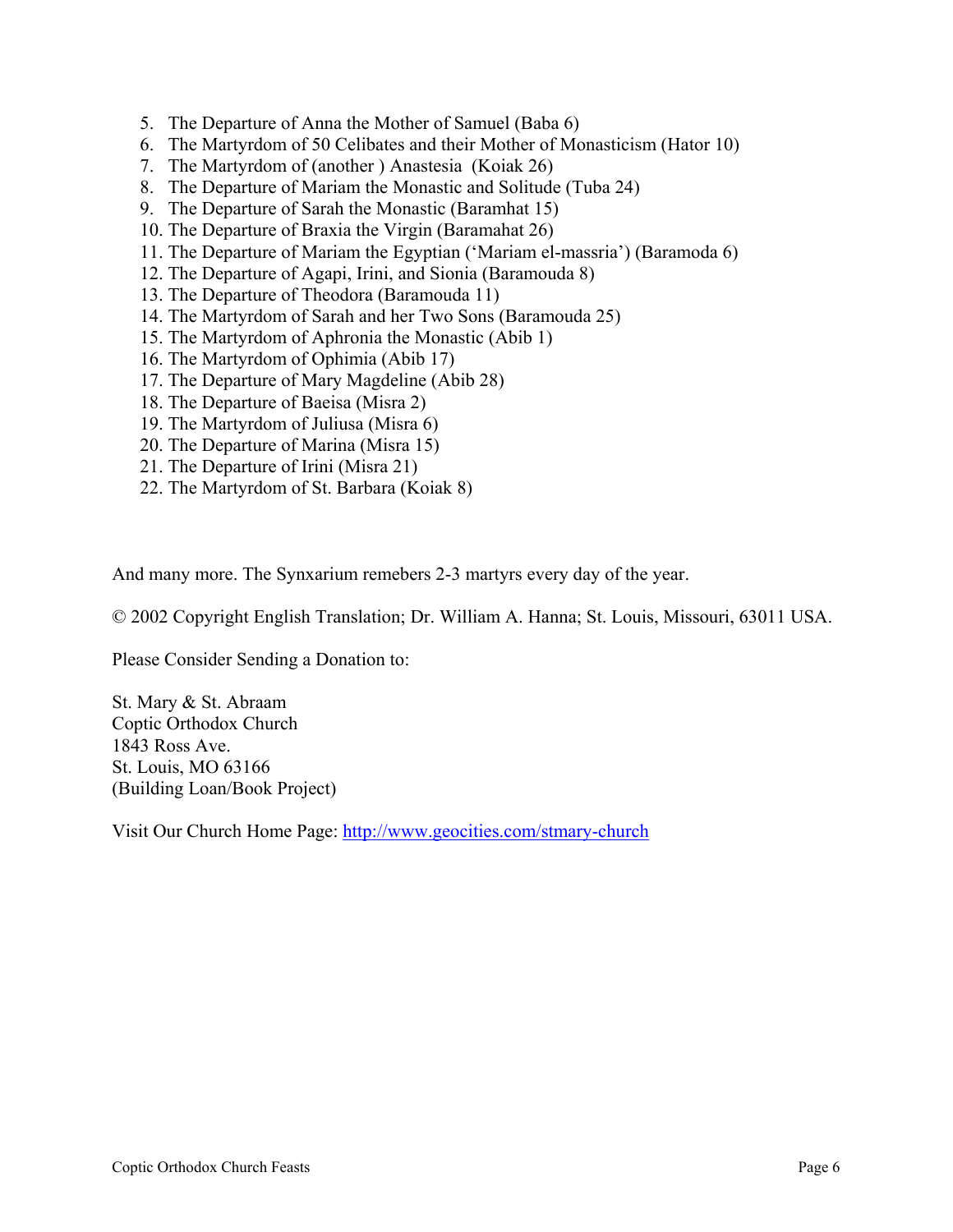5. The Departure of Anna the Mother of Samuel (Baba 6)
6. The Martyrdom of 50 Celibates and their Mother of Monasticism (Hator 10)
7. The Martyrdom of (another ) Anastesia (Koiak 26)
8. The Departure of Mariam the Monastic and Solitude (Tuba 24)
9. The Departure of Sarah the Monastic (Baramhat 15)
10. The Departure of Braxia the Virgin (Baramahat 26)
11. The Departure of Mariam the Egyptian ('Mariam el-massria') (Baramoda 6)
12. The Departure of Agapi, Irini, and Sionia (Baramouda 8)
13. The Departure of Theodora (Baramouda 11)
14. The Martyrdom of Sarah and her Two Sons (Baramouda 25)
15. The Martyrdom of Aphronia the Monastic (Abib 1)
16. The Martyrdom of Ophimia (Abib 17)
17. The Departure of Mary Magdeline (Abib 28)
18. The Departure of Baeisa (Misra 2)
19. The Martyrdom of Juliusa (Misra 6)
20. The Departure of Marina (Misra 15)
21. The Departure of Irini (Misra 21)
22. The Martyrdom of St. Barbara (Koiak 8)

And many more. The Synxarium remebers 2-3 martyrs every day of the year.

© 2002 Copyright English Translation; Dr. William A. Hanna; St. Louis, Missouri, 63011 USA.

Please Consider Sending a Donation to:

St. Mary & St. Abraam  
Coptic Orthodox Church  
1843 Ross Ave.  
St. Louis, MO 63166  
(Building Loan/Book Project)

Visit Our Church Home Page: http://www.geocities.com/stmary-church